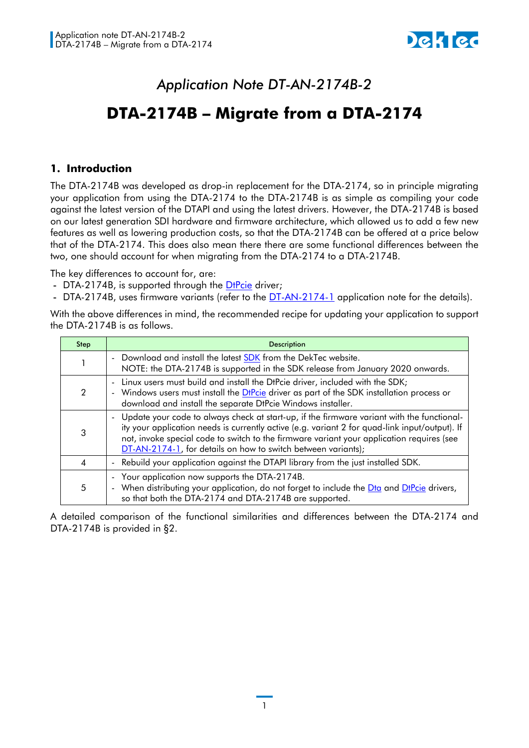*Application Note DT-AN-2174B-2*

# DTA-2174B – Migrate from a DTA-2174

## 1. Introduction

The DTA-2174B was developed as drop-in replacement for the DTA-2174, so in principle migrating your application from using the DTA-2174 to the DTA-2174B is as simple as compiling your code against the latest version of the DTAPI and using the latest drivers. However, the DTA-2174B is based on our latest generation SDI hardware and firmware architecture, which allowed us to add a few new features as well as lowering production costs, so that the DTA-2174B can be offered at a price below that of the DTA-2174. This does also mean there there are some functional differences between the two, one should account for when migrating from the DTA-2174 to a DTA-2174B.

The key differences to account for, are:
- DTA-2174B, is supported through the DtPcie driver;
- DTA-2174B, uses firmware variants (refer to the DT-AN-2174-1 application note for the details).

With the above differences in mind, the recommended recipe for updating your application to support the DTA-2174B is as follows.

| Step | Description |
|---|---|
| 1 | - Download and install the latest SDK from the DekTec website.<br>NOTE: the DTA-2174B is supported in the SDK release from January 2020 onwards. |
| 2 | - Linux users must build and install the DtPcie driver, included with the SDK;<br>- Windows users must install the DtPcie driver as part of the SDK installation process or download and install the separate DtPcie Windows installer. |
| 3 | - Update your code to always check at start-up, if the firmware variant with the functionality your application needs is currently active (e.g. variant 2 for quad-link input/output). If not, invoke special code to switch to the firmware variant your application requires (see DT-AN-2174-1, for details on how to switch between variants); |
| 4 | - Rebuild your application against the DTAPI library from the just installed SDK. |
| 5 | - Your application now supports the DTA-2174B.<br>- When distributing your application, do not forget to include the Dta and DtPcie drivers, so that both the DTA-2174 and DTA-2174B are supported. |

A detailed comparison of the functional similarities and differences between the DTA-2174 and DTA-2174B is provided in §2.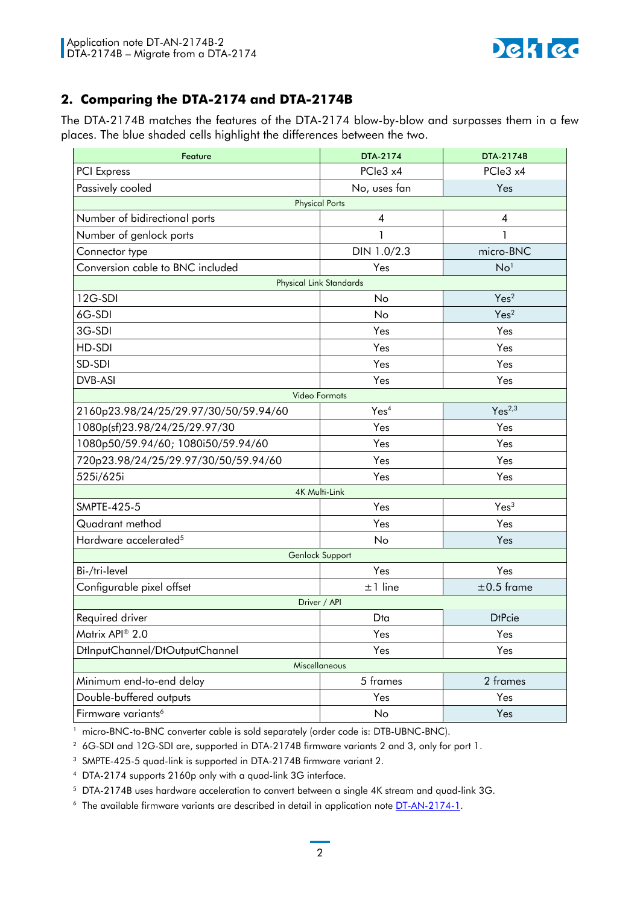## 2. Comparing the DTA-2174 and DTA-2174B

The DTA-2174B matches the features of the DTA-2174 blow-by-blow and surpasses them in a few places. The blue shaded cells highlight the differences between the two.

| Feature | DTA-2174 | DTA-2174B |
|---|---|---|
| PCI Express | PCIe3 x4 | PCIe3 x4 |
| Passively cooled | No, uses fan | Yes |
| Physical Ports | | |
| Number of bidirectional ports | 4 | 4 |
| Number of genlock ports | 1 | 1 |
| Connector type | DIN 1.0/2.3 | micro-BNC |
| Conversion cable to BNC included | Yes | No[1] |
| Physical Link Standards | | |
| 12G-SDI | No | Yes[2] |
| 6G-SDI | No | Yes[2] |
| 3G-SDI | Yes | Yes |
| HD-SDI | Yes | Yes |
| SD-SDI | Yes | Yes |
| DVB-ASI | Yes | Yes |
| Video Formats | | |
| 2160p23.98/24/25/29.97/30/50/59.94/60 | Yes[4] | Yes[2,3] |
| 1080p(sf)23.98/24/25/29.97/30 | Yes | Yes |
| 1080p50/59.94/60; 1080i50/59.94/60 | Yes | Yes |
| 720p23.98/24/25/29.97/30/50/59.94/60 | Yes | Yes |
| 525i/625i | Yes | Yes |
| 4K Multi-Link | | |
| SMPTE-425-5 | Yes | Yes[3] |
| Quadrant method | Yes | Yes |
| Hardware accelerated[5] | No | Yes |
| Genlock Support | | |
| Bi-/tri-level | Yes | Yes |
| Configurable pixel offset | ±1 line | ±0.5 frame |
| Driver / API | | |
| Required driver | Dta | DtPcie |
| Matrix API® 2.0 | Yes | Yes |
| DtInputChannel/DtOutputChannel | Yes | Yes |
| Miscellaneous | | |
| Minimum end-to-end delay | 5 frames | 2 frames |
| Double-buffered outputs | Yes | Yes |
| Firmware variants[6] | No | Yes |

[1] micro-BNC-to-BNC converter cable is sold separately (order code is: DTB-UBNC-BNC).

[2] 6G-SDI and 12G-SDI are, supported in DTA-2174B firmware variants 2 and 3, only for port 1.

[3] SMPTE-425-5 quad-link is supported in DTA-2174B firmware variant 2.

[4] DTA-2174 supports 2160p only with a quad-link 3G interface.

[5] DTA-2174B uses hardware acceleration to convert between a single 4K stream and quad-link 3G.

[6] The available firmware variants are described in detail in application note DT-AN-2174-1.